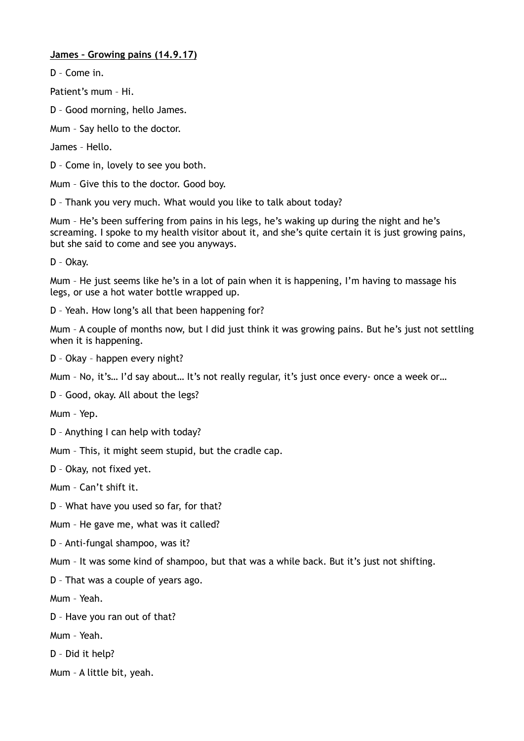**James – Growing pains (14.9.17)**

D – Come in.

Patient's mum – Hi.

D – Good morning, hello James.

Mum – Say hello to the doctor.

James – Hello.

D – Come in, lovely to see you both.

Mum – Give this to the doctor. Good boy.

D – Thank you very much. What would you like to talk about today?

Mum – He's been suffering from pains in his legs, he's waking up during the night and he's screaming. I spoke to my health visitor about it, and she's quite certain it is just growing pains, but she said to come and see you anyways.

D – Okay.

Mum – He just seems like he's in a lot of pain when it is happening, I'm having to massage his legs, or use a hot water bottle wrapped up.

D – Yeah. How long's all that been happening for?

Mum – A couple of months now, but I did just think it was growing pains. But he's just not settling when it is happening.

D – Okay – happen every night?

Mum – No, it's… I'd say about… It's not really regular, it's just once every- once a week or…

D – Good, okay. All about the legs?

Mum – Yep.

D – Anything I can help with today?

Mum – This, it might seem stupid, but the cradle cap.

D – Okay, not fixed yet.

Mum – Can't shift it.

D – What have you used so far, for that?

Mum – He gave me, what was it called?

D – Anti-fungal shampoo, was it?

Mum – It was some kind of shampoo, but that was a while back. But it's just not shifting.

D – That was a couple of years ago.

Mum – Yeah.

D – Have you ran out of that?

Mum – Yeah.

D – Did it help?

Mum – A little bit, yeah.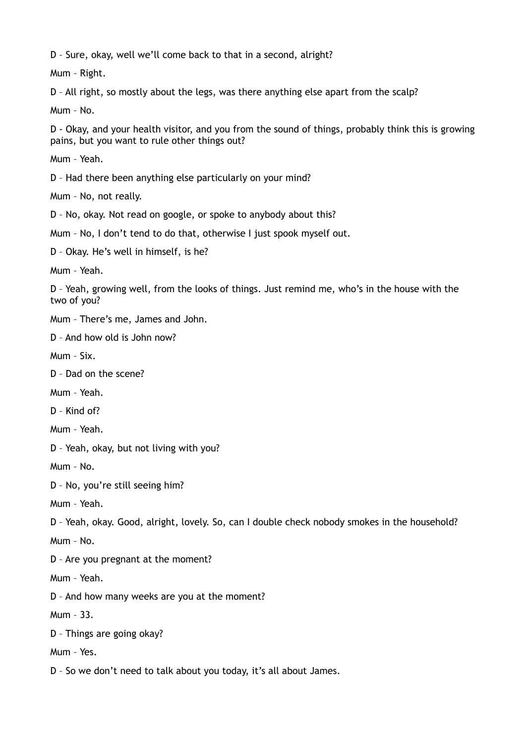D – Sure, okay, well we’ll come back to that in a second, alright?

Mum – Right.

D – All right, so mostly about the legs, was there anything else apart from the scalp?

Mum – No.

D - Okay, and your health visitor, and you from the sound of things, probably think this is growing pains, but you want to rule other things out?

Mum – Yeah.

D – Had there been anything else particularly on your mind?

Mum – No, not really.

D – No, okay. Not read on google, or spoke to anybody about this?

Mum – No, I don’t tend to do that, otherwise I just spook myself out.

D – Okay. He’s well in himself, is he?

Mum – Yeah.

D – Yeah, growing well, from the looks of things. Just remind me, who’s in the house with the two of you?

Mum – There’s me, James and John.

D – And how old is John now?

Mum – Six.

D – Dad on the scene?

Mum – Yeah.

D – Kind of?

Mum – Yeah.

D – Yeah, okay, but not living with you?

Mum – No.

D – No, you’re still seeing him?

Mum – Yeah.

D – Yeah, okay. Good, alright, lovely. So, can I double check nobody smokes in the household?

Mum – No.

D – Are you pregnant at the moment?

Mum – Yeah.

D – And how many weeks are you at the moment?

Mum – 33.

D – Things are going okay?

Mum – Yes.

D – So we don’t need to talk about you today, it’s all about James.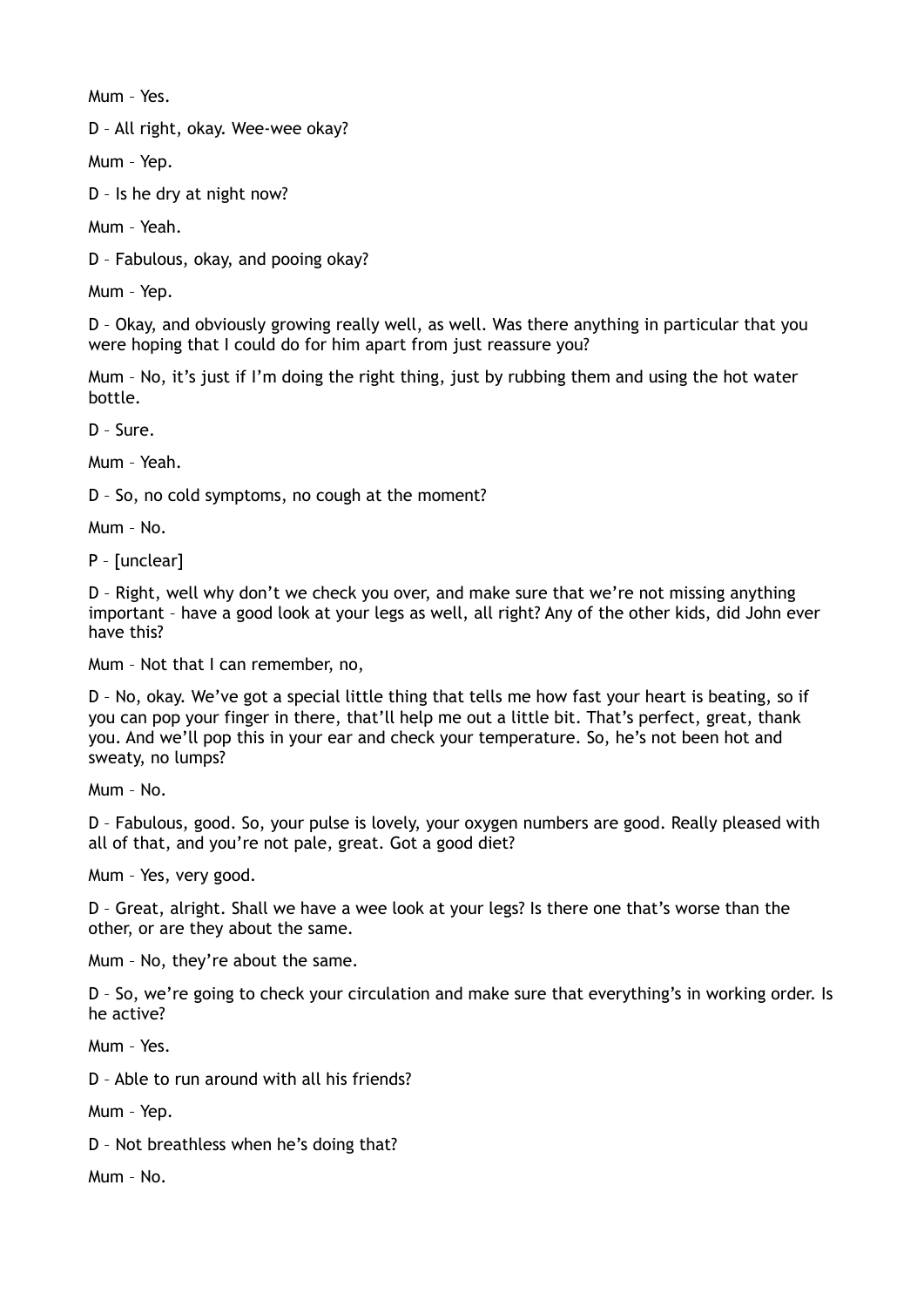Mum – Yes.

D – All right, okay. Wee-wee okay?

Mum – Yep.

D – Is he dry at night now?

Mum – Yeah.

D – Fabulous, okay, and pooing okay?

Mum – Yep.

D – Okay, and obviously growing really well, as well. Was there anything in particular that you were hoping that I could do for him apart from just reassure you?

Mum – No, it's just if I'm doing the right thing, just by rubbing them and using the hot water bottle.

D – Sure.

Mum – Yeah.

D – So, no cold symptoms, no cough at the moment?

Mum – No.

P – [unclear]

D – Right, well why don't we check you over, and make sure that we're not missing anything important – have a good look at your legs as well, all right? Any of the other kids, did John ever have this?

Mum – Not that I can remember, no,

D – No, okay. We've got a special little thing that tells me how fast your heart is beating, so if you can pop your finger in there, that'll help me out a little bit. That's perfect, great, thank you. And we'll pop this in your ear and check your temperature. So, he's not been hot and sweaty, no lumps?

Mum – No.

D – Fabulous, good. So, your pulse is lovely, your oxygen numbers are good. Really pleased with all of that, and you're not pale, great. Got a good diet?

Mum – Yes, very good.

D – Great, alright. Shall we have a wee look at your legs? Is there one that's worse than the other, or are they about the same.

Mum – No, they're about the same.

D – So, we're going to check your circulation and make sure that everything's in working order. Is he active?

Mum – Yes.

D – Able to run around with all his friends?

Mum – Yep.

D – Not breathless when he's doing that?

Mum – No.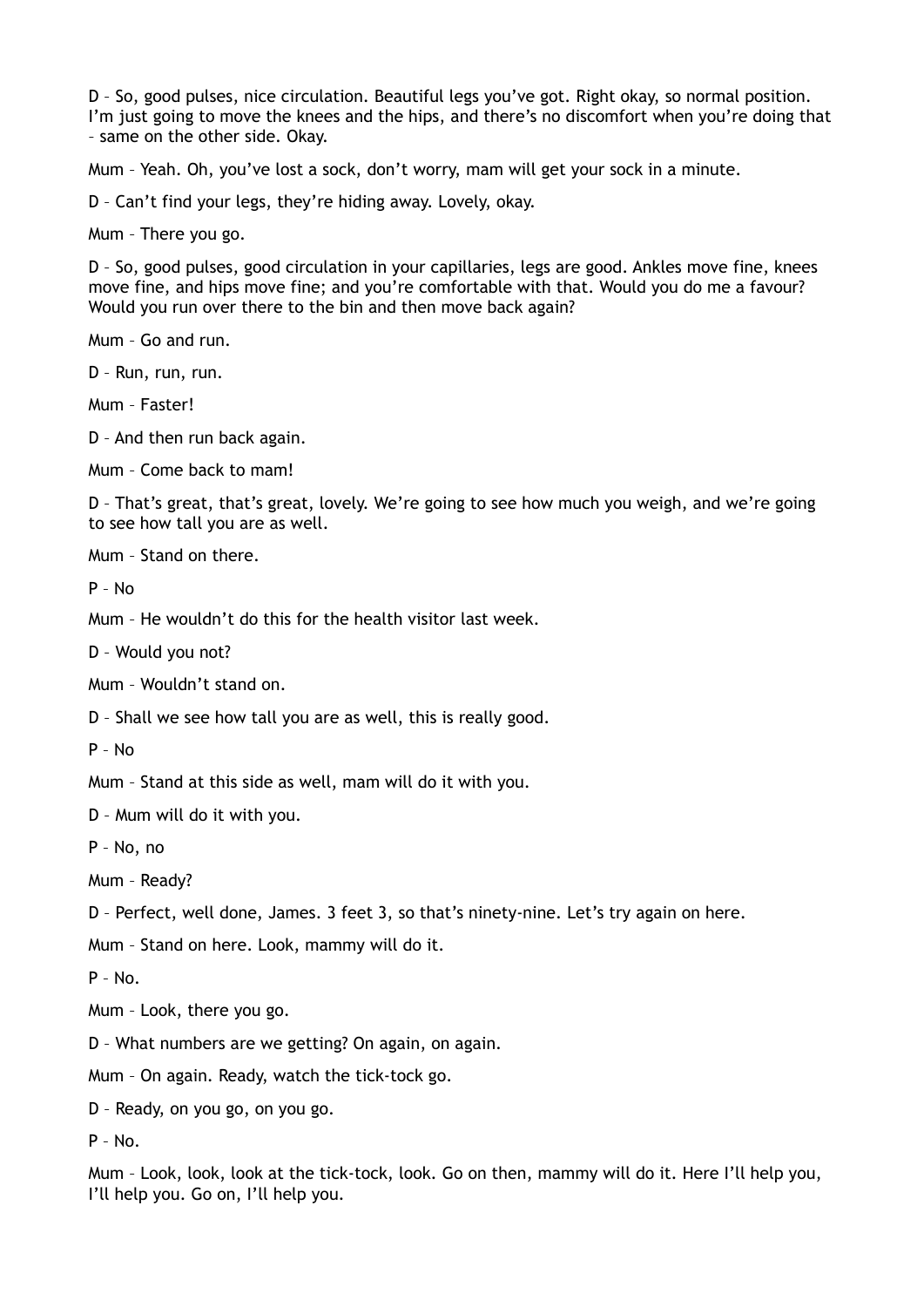D – So, good pulses, nice circulation. Beautiful legs you've got. Right okay, so normal position. I'm just going to move the knees and the hips, and there's no discomfort when you're doing that – same on the other side. Okay.

Mum – Yeah. Oh, you've lost a sock, don't worry, mam will get your sock in a minute.

D – Can't find your legs, they're hiding away. Lovely, okay.

Mum – There you go.

D – So, good pulses, good circulation in your capillaries, legs are good. Ankles move fine, knees move fine, and hips move fine; and you're comfortable with that. Would you do me a favour? Would you run over there to the bin and then move back again?

Mum – Go and run.

D – Run, run, run.

Mum – Faster!

D – And then run back again.

Mum – Come back to mam!

D – That's great, that's great, lovely. We're going to see how much you weigh, and we're going to see how tall you are as well.

Mum – Stand on there.

P – No

Mum – He wouldn't do this for the health visitor last week.

D – Would you not?

Mum – Wouldn't stand on.

D – Shall we see how tall you are as well, this is really good.

P – No

Mum – Stand at this side as well, mam will do it with you.

D – Mum will do it with you.

P – No, no

Mum – Ready?

D – Perfect, well done, James. 3 feet 3, so that's ninety-nine. Let's try again on here.

Mum – Stand on here. Look, mammy will do it.

P – No.

Mum – Look, there you go.

D – What numbers are we getting? On again, on again.

Mum – On again. Ready, watch the tick-tock go.

D – Ready, on you go, on you go.

P – No.

Mum – Look, look, look at the tick-tock, look. Go on then, mammy will do it. Here I'll help you, I'll help you. Go on, I'll help you.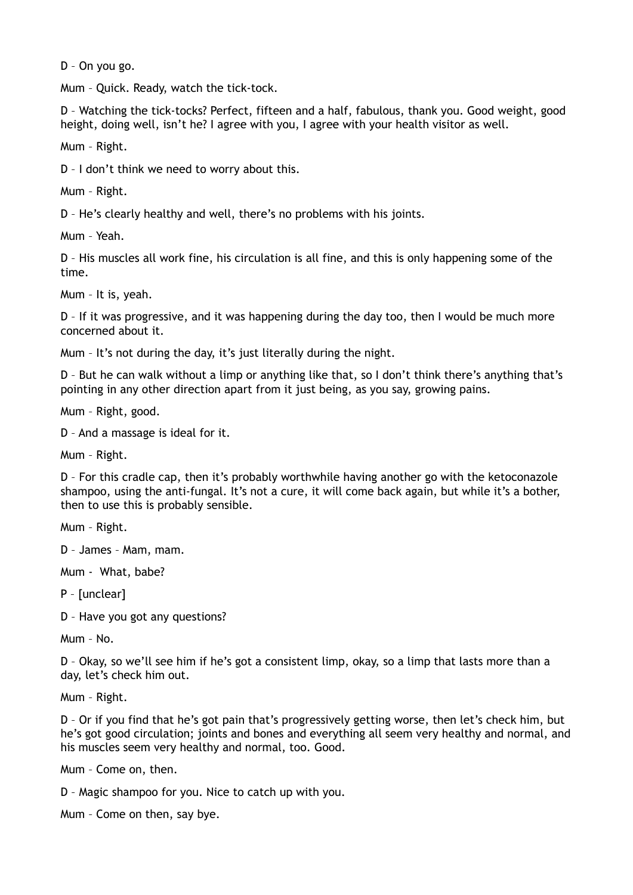D – On you go.

Mum – Quick. Ready, watch the tick-tock.

D – Watching the tick-tocks? Perfect, fifteen and a half, fabulous, thank you. Good weight, good height, doing well, isn't he? I agree with you, I agree with your health visitor as well.

Mum – Right.

D – I don't think we need to worry about this.

Mum – Right.

D – He's clearly healthy and well, there's no problems with his joints.

Mum – Yeah.

D – His muscles all work fine, his circulation is all fine, and this is only happening some of the time.

Mum – It is, yeah.

D – If it was progressive, and it was happening during the day too, then I would be much more concerned about it.

Mum – It's not during the day, it's just literally during the night.

D – But he can walk without a limp or anything like that, so I don't think there's anything that's pointing in any other direction apart from it just being, as you say, growing pains.

Mum – Right, good.

D – And a massage is ideal for it.

Mum – Right.

D – For this cradle cap, then it's probably worthwhile having another go with the ketoconazole shampoo, using the anti-fungal. It's not a cure, it will come back again, but while it's a bother, then to use this is probably sensible.

Mum – Right.

D – James – Mam, mam.

Mum - What, babe?

P – [unclear]

D – Have you got any questions?

Mum – No.

D – Okay, so we'll see him if he's got a consistent limp, okay, so a limp that lasts more than a day, let's check him out.

Mum – Right.

D – Or if you find that he's got pain that's progressively getting worse, then let's check him, but he's got good circulation; joints and bones and everything all seem very healthy and normal, and his muscles seem very healthy and normal, too. Good.

Mum – Come on, then.

D – Magic shampoo for you. Nice to catch up with you.

Mum – Come on then, say bye.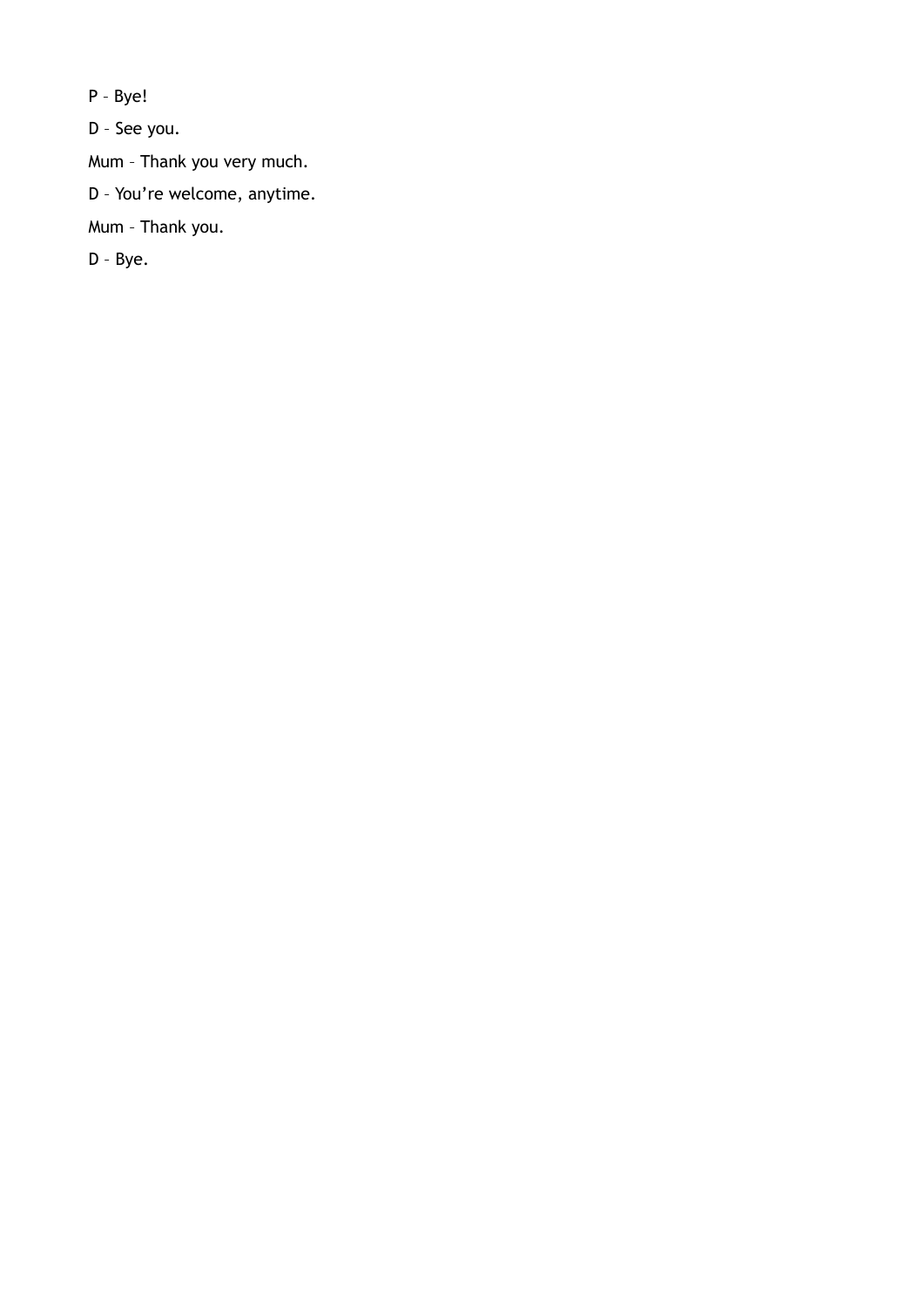P – Bye!

D – See you.

Mum – Thank you very much.

D – You’re welcome, anytime.

Mum – Thank you.

D – Bye.